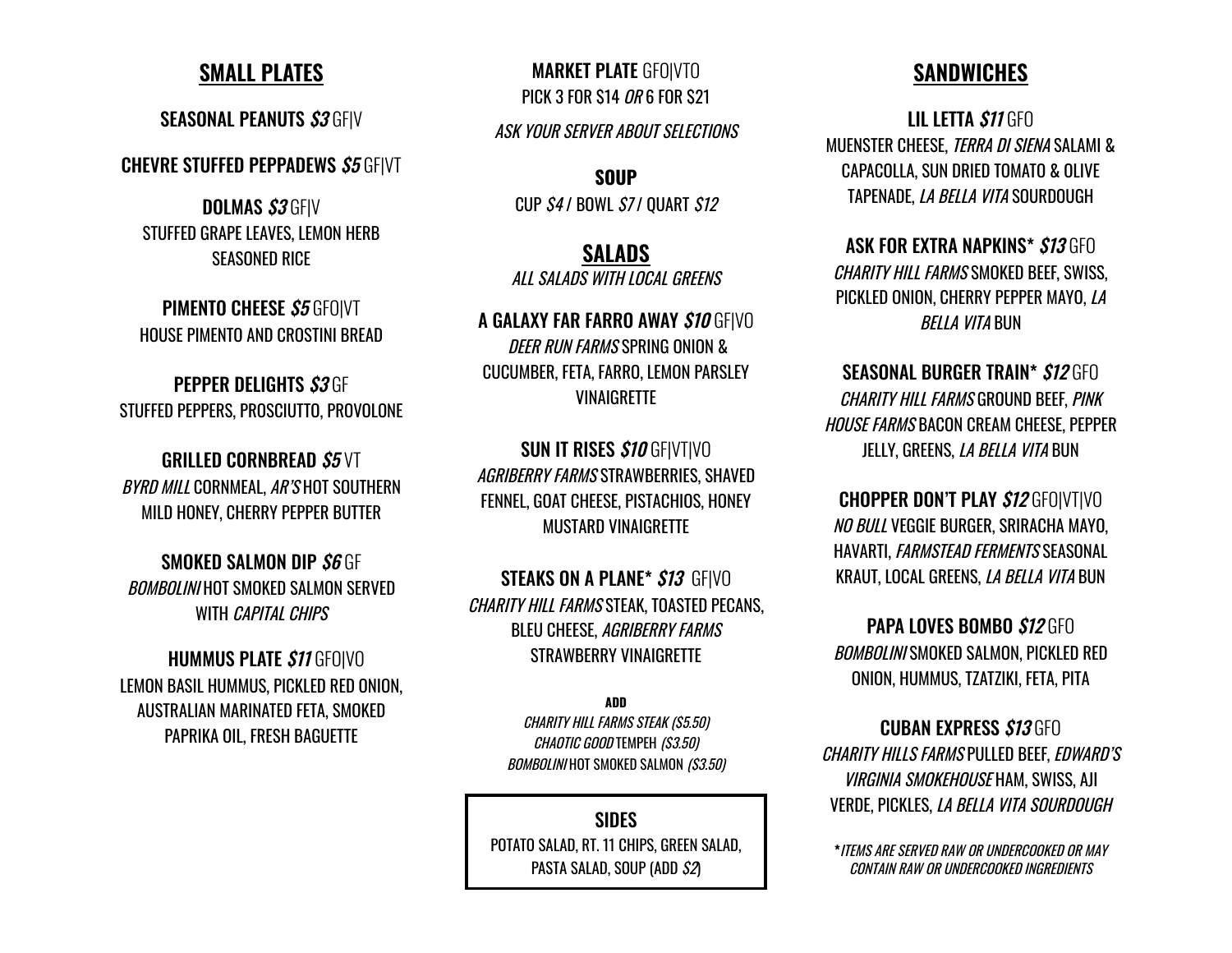## SMALL PLATES

**SEASONAL PEANUTS** ***$3*** GF|V

**CHEVRE STUFFED PEPPADEWS** ***$5*** GF|VT

**DOLMAS** ***$3*** GF|V
STUFFED GRAPE LEAVES, LEMON HERB SEASONED RICE

**PIMENTO CHEESE** ***$5*** GFO|VT
HOUSE PIMENTO AND CROSTINI BREAD

**PEPPER DELIGHTS** ***$3*** GF
STUFFED PEPPERS, PROSCIUTTO, PROVOLONE

**GRILLED CORNBREAD** ***$5*** VT
*BYRD MILL* CORNMEAL, *AR'S* HOT SOUTHERN MILD HONEY, CHERRY PEPPER BUTTER

**SMOKED SALMON DIP** ***$6*** GF
*BOMBOLINI* HOT SMOKED SALMON SERVED WITH *CAPITAL CHIPS*

**HUMMUS PLATE** ***$11*** GFO|VO
LEMON BASIL HUMMUS, PICKLED RED ONION, AUSTRALIAN MARINATED FETA, SMOKED PAPRIKA OIL, FRESH BAGUETTE

**MARKET PLATE** GFO|VTO
PICK 3 FOR $14 *OR* 6 FOR $21

*ASK YOUR SERVER ABOUT SELECTIONS*

**SOUP**
CUP *$4* / BOWL *$7* / QUART *$12*

## SALADS

*ALL SALADS WITH LOCAL GREENS*

**A GALAXY FAR FARRO AWAY** ***$10*** GF|VO
*DEER RUN FARMS* SPRING ONION & CUCUMBER, FETA, FARRO, LEMON PARSLEY VINAIGRETTE

**SUN IT RISES** ***$10*** GF|VT|VO
*AGRIBERRY FARMS* STRAWBERRIES, SHAVED FENNEL, GOAT CHEESE, PISTACHIOS, HONEY MUSTARD VINAIGRETTE

**STEAKS ON A PLANE*** ***$13*** GF|VO
*CHARITY HILL FARMS* STEAK, TOASTED PECANS, BLEU CHEESE, *AGRIBERRY FARMS* STRAWBERRY VINAIGRETTE

**ADD**
*CHARITY HILL FARMS STEAK ($5.50)*
*CHAOTIC GOOD* TEMPEH *($3.50)*
*BOMBOLINI* HOT SMOKED SALMON *($3.50)*

**SIDES**
POTATO SALAD, RT. 11 CHIPS, GREEN SALAD, PASTA SALAD, SOUP (ADD *$2*)

## SANDWICHES

**LIL LETTA** ***$11*** GFO
MUENSTER CHEESE, *TERRA DI SIENA* SALAMI & CAPACOLLA, SUN DRIED TOMATO & OLIVE TAPENADE, *LA BELLA VITA* SOURDOUGH

**ASK FOR EXTRA NAPKINS*** ***$13*** GFO
*CHARITY HILL FARMS* SMOKED BEEF, SWISS, PICKLED ONION, CHERRY PEPPER MAYO, *LA BELLA VITA* BUN

**SEASONAL BURGER TRAIN*** ***$12*** GFO
*CHARITY HILL FARMS* GROUND BEEF, *PINK HOUSE FARMS* BACON CREAM CHEESE, PEPPER JELLY, GREENS, *LA BELLA VITA* BUN

**CHOPPER DON'T PLAY** ***$12*** GFO|VT|VO
*NO BULL* VEGGIE BURGER, SRIRACHA MAYO, HAVARTI, *FARMSTEAD FERMENTS* SEASONAL KRAUT, LOCAL GREENS, *LA BELLA VITA* BUN

**PAPA LOVES BOMBO** ***$12*** GFO
*BOMBOLINI* SMOKED SALMON, PICKLED RED ONION, HUMMUS, TZATZIKI, FETA, PITA

**CUBAN EXPRESS** ***$13*** GFO
*CHARITY HILLS FARMS* PULLED BEEF, *EDWARD'S VIRGINIA SMOKEHOUSE* HAM, SWISS, AJI VERDE, PICKLES, *LA BELLA VITA SOURDOUGH*

**ITEMS ARE SERVED RAW OR UNDERCOOKED OR MAY CONTAIN RAW OR UNDERCOOKED INGREDIENTS*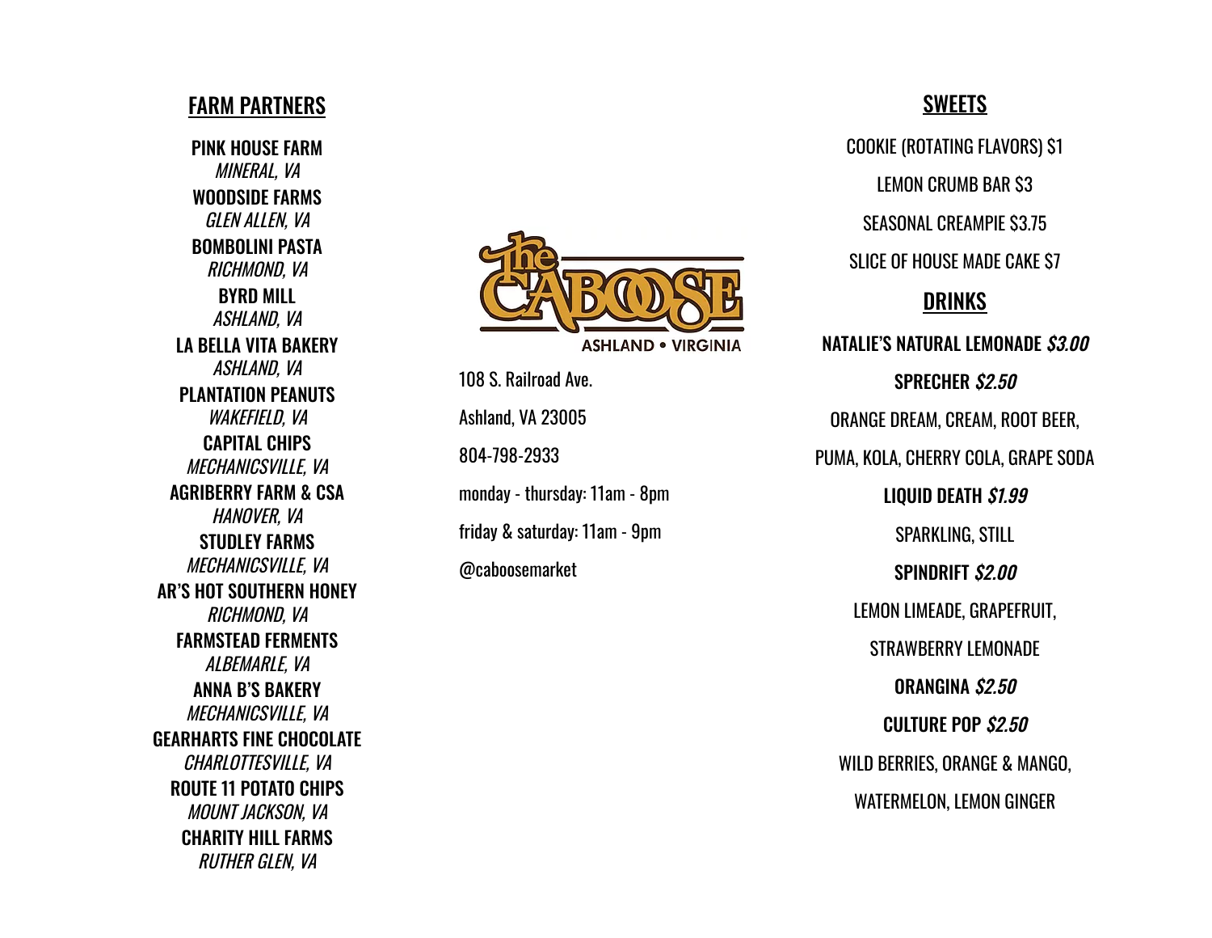## FARM PARTNERS

**PINK HOUSE FARM**
*MINERAL, VA*

**WOODSIDE FARMS**
*GLEN ALLEN, VA*

**BOMBOLINI PASTA**
*RICHMOND, VA*

**BYRD MILL**
*ASHLAND, VA*

**LA BELLA VITA BAKERY**
*ASHLAND, VA*

**PLANTATION PEANUTS**
*WAKEFIELD, VA*

**CAPITAL CHIPS**
*MECHANICSVILLE, VA*

**AGRIBERRY FARM & CSA**
*HANOVER, VA*

**STUDLEY FARMS**
*MECHANICSVILLE, VA*

**AR'S HOT SOUTHERN HONEY**
*RICHMOND, VA*

**FARMSTEAD FERMENTS**
*ALBEMARLE, VA*

**ANNA B'S BAKERY**
*MECHANICSVILLE, VA*

**GEARHARTS FINE CHOCOLATE**
*CHARLOTTESVILLE, VA*

**ROUTE 11 POTATO CHIPS**
*MOUNT JACKSON, VA*

**CHARITY HILL FARMS**
*RUTHER GLEN, VA*

The Caboose
ASHLAND • VIRGINIA

108 S. Railroad Ave.

Ashland, VA 23005

804-798-2933

monday - thursday: 11am - 8pm

friday & saturday: 11am - 9pm

@caboosemarket

## SWEETS

COOKIE (ROTATING FLAVORS) $1

LEMON CRUMB BAR $3

SEASONAL CREAMPIE $3.75

SLICE OF HOUSE MADE CAKE $7

## DRINKS

**NATALIE'S NATURAL LEMONADE *$3.00***

**SPRECHER *$2.50***

ORANGE DREAM, CREAM, ROOT BEER,

PUMA, KOLA, CHERRY COLA, GRAPE SODA

**LIQUID DEATH *$1.99***

SPARKLING, STILL

**SPINDRIFT *$2.00***

LEMON LIMEADE, GRAPEFRUIT,

STRAWBERRY LEMONADE

**ORANGINA *$2.50***

**CULTURE POP *$2.50***

WILD BERRIES, ORANGE & MANGO,

WATERMELON, LEMON GINGER